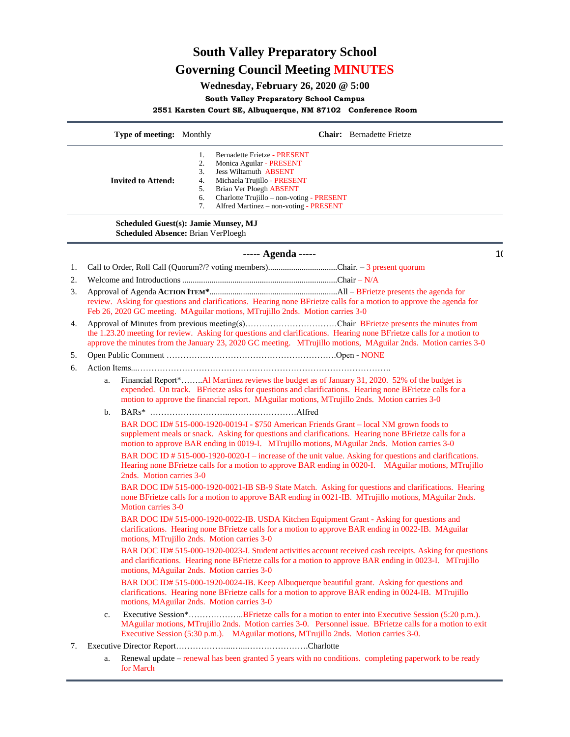# South Valley Preparatory School

## Governing Council Meeting MINUTES

**Wednesday, February 26, 2020 @ 5:00**

**South Valley Preparatory School Campus**

**2551 Karsten Court SE, Albuquerque, NM 87102 Conference Room**

| | | | |
|---|---|---|---|
| **Type of meeting:** | Monthly | **Chair:** | Bernadette Frietze |

**Invited to Attend:**

1. Bernadette Frietze - PRESENT
2. Monica Aguilar - PRESENT
3. Jess Wiltamuth ABSENT
4. Michaela Trujillo - PRESENT
5. Brian Ver Ploegh ABSENT
6. Charlotte Trujillo – non-voting - PRESENT
7. Alfred Martinez – non-voting - PRESENT

**Scheduled Guest(s): Jamie Munsey, MJ**
**Scheduled Absence:** Brian VerPloegh

### ----- Agenda -----

1. Call to Order, Roll Call (Quorum?/? voting members)................................Chair. – 3 present quorum
2. Welcome and Introductions ........................................................................Chair – N/A
3. Approval of Agenda **ACTION ITEM***............................................................All – BFrietze presents the agenda for review. Asking for questions and clarifications. Hearing none BFrietze calls for a motion to approve the agenda for Feb 26, 2020 GC meeting. MAguilar motions, MTrujillo 2nds. Motion carries 3-0
4. Approval of Minutes from previous meeting(s)……………………………Chair BFrietze presents the minutes from the 1.23.20 meeting for review. Asking for questions and clarifications. Hearing none BFrietze calls for a motion to approve the minutes from the January 23, 2020 GC meeting. MTrujillo motions, MAguilar 2nds. Motion carries 3-0
5. Open Public Comment ……………………………………………………Open - NONE
6. Action Items..……………………………………………………………………………….
   a. Financial Report*……..Al Martinez reviews the budget as of January 31, 2020. 52% of the budget is expended. On track. BFrietze asks for questions and clarifications. Hearing none BFrietze calls for a motion to approve the financial report. MAguilar motions, MTrujillo 2nds. Motion carries 3-0
   b. BARs* ………………………..……………………Alfred

      BAR DOC ID# 515-000-1920-0019-I - $750 American Friends Grant – local NM grown foods to supplement meals or snack. Asking for questions and clarifications. Hearing none BFrietze calls for a motion to approve BAR ending in 0019-I. MTrujillo motions, MAguilar 2nds. Motion carries 3-0

      BAR DOC ID # 515-000-1920-0020-I – increase of the unit value. Asking for questions and clarifications. Hearing none BFrietze calls for a motion to approve BAR ending in 0020-I. MAguilar motions, MTrujillo 2nds. Motion carries 3-0

      BAR DOC ID# 515-000-1920-0021-IB SB-9 State Match. Asking for questions and clarifications. Hearing none BFrietze calls for a motion to approve BAR ending in 0021-IB. MTrujillo motions, MAguilar 2nds. Motion carries 3-0

      BAR DOC ID# 515-000-1920-0022-IB. USDA Kitchen Equipment Grant - Asking for questions and clarifications. Hearing none BFrietze calls for a motion to approve BAR ending in 0022-IB. MAguilar motions, MTrujillo 2nds. Motion carries 3-0

      BAR DOC ID# 515-000-1920-0023-I. Student activities account received cash receipts. Asking for questions and clarifications. Hearing none BFrietze calls for a motion to approve BAR ending in 0023-I. MTrujillo motions, MAguilar 2nds. Motion carries 3-0

      BAR DOC ID# 515-000-1920-0024-IB. Keep Albuquerque beautiful grant. Asking for questions and clarifications. Hearing none BFrietze calls for a motion to approve BAR ending in 0024-IB. MTrujillo motions, MAguilar 2nds. Motion carries 3-0
   c. Executive Session*………………..BFrietze calls for a motion to enter into Executive Session (5:20 p.m.). MAguilar motions, MTrujillo 2nds. Motion carries 3-0. Personnel issue. BFrietze calls for a motion to exit Executive Session (5:30 p.m.). MAguilar motions, MTrujillo 2nds. Motion carries 3-0.
7. Executive Director Report………………..…...…………………Charlotte
   a. Renewal update – renewal has been granted 5 years with no conditions. completing paperwork to be ready for March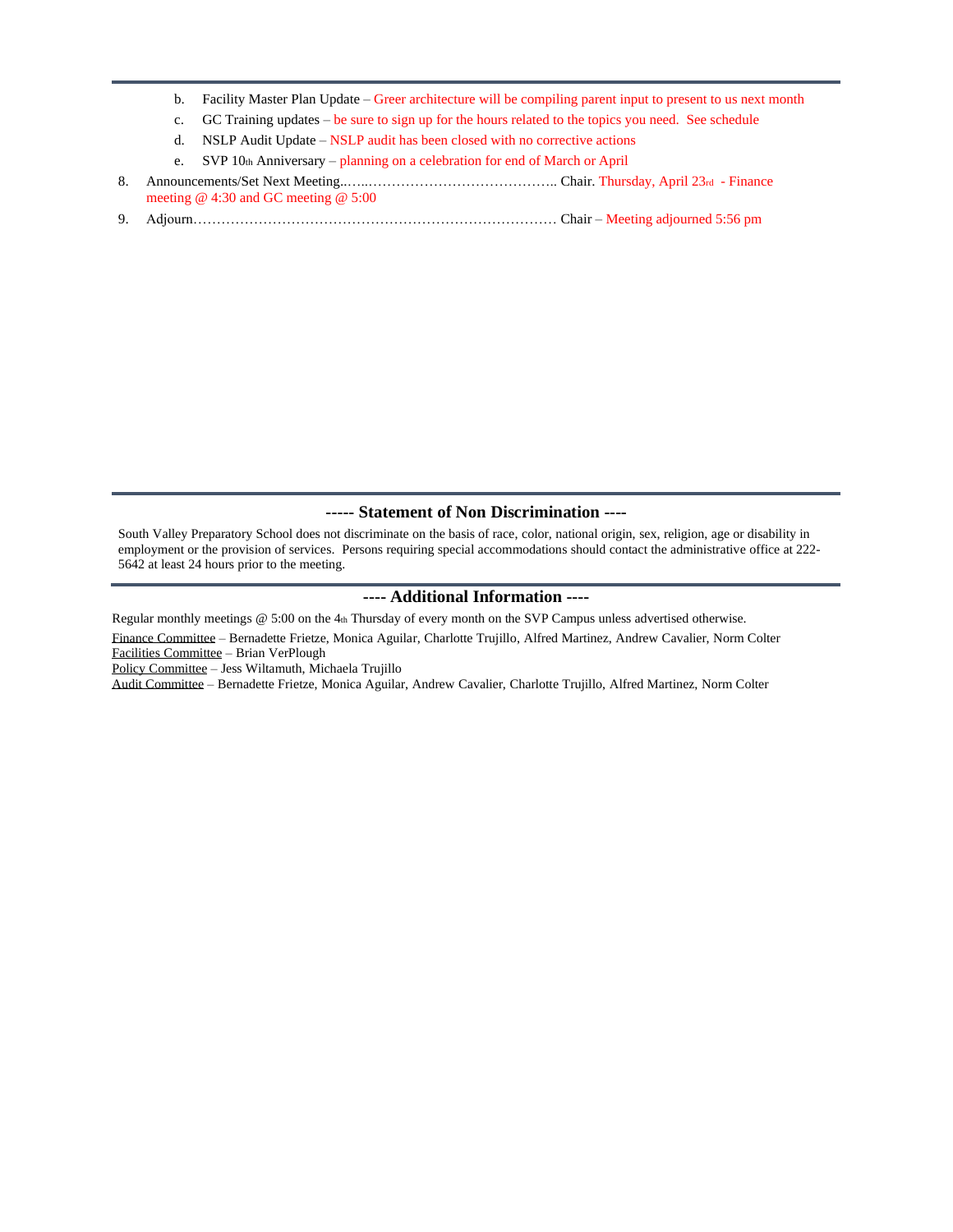b. Facility Master Plan Update – Greer architecture will be compiling parent input to present to us next month

   c. GC Training updates – be sure to sign up for the hours related to the topics you need.  See schedule

   d. NSLP Audit Update – NSLP audit has been closed with no corrective actions

   e. SVP 10th Anniversary – planning on a celebration for end of March or April

8. Announcements/Set Next Meeting..…..………………………………….. Chair. Thursday, April 23rd - Finance meeting @ 4:30 and GC meeting @ 5:00

9. Adjourn…………………………………………………………………… Chair – Meeting adjourned 5:56 pm

## ----- Statement of Non Discrimination ----

South Valley Preparatory School does not discriminate on the basis of race, color, national origin, sex, religion, age or disability in employment or the provision of services.  Persons requiring special accommodations should contact the administrative office at 222-5642 at least 24 hours prior to the meeting.

## ---- Additional Information ----

Regular monthly meetings @ 5:00 on the 4th Thursday of every month on the SVP Campus unless advertised otherwise.

Finance Committee – Bernadette Frietze, Monica Aguilar, Charlotte Trujillo, Alfred Martinez, Andrew Cavalier, Norm Colter
Facilities Committee – Brian VerPlough
Policy Committee – Jess Wiltamuth, Michaela Trujillo
Audit Committee – Bernadette Frietze, Monica Aguilar, Andrew Cavalier, Charlotte Trujillo, Alfred Martinez, Norm Colter